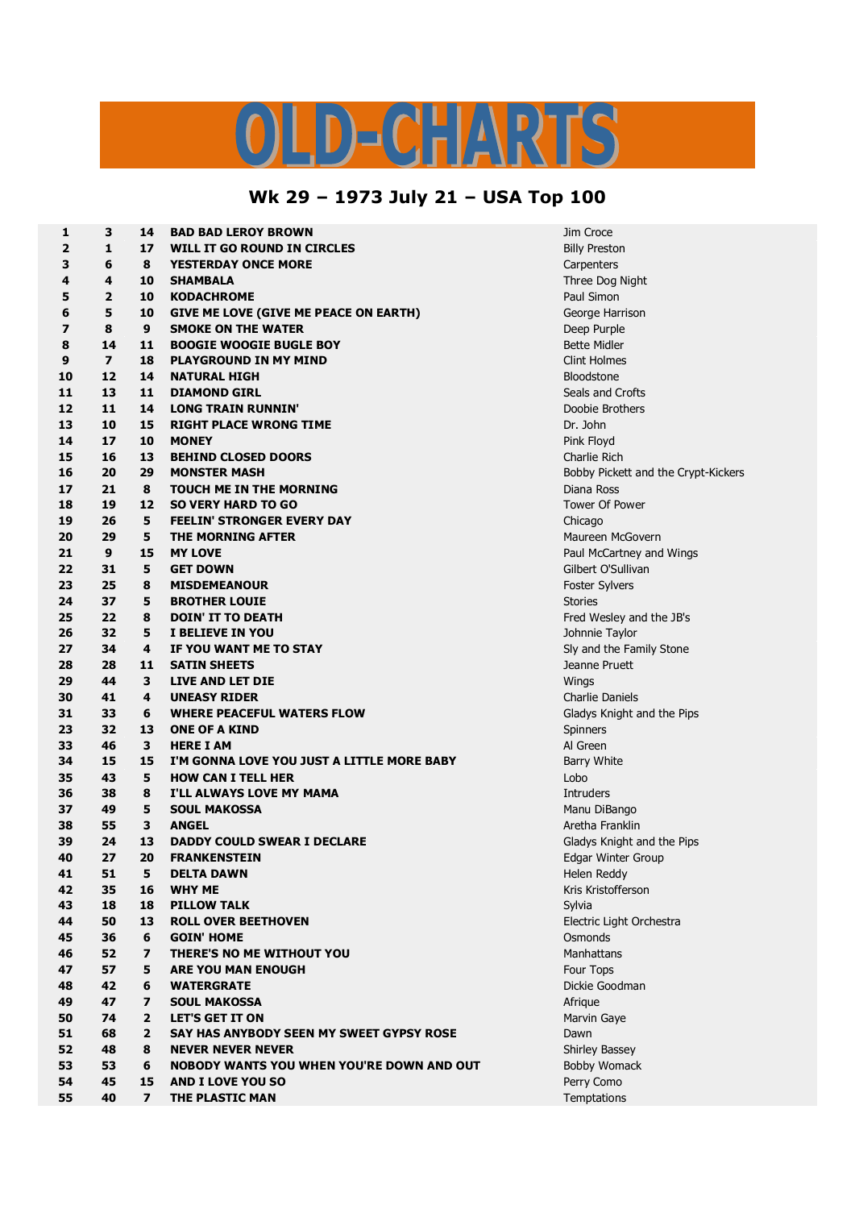# OLD-CHARTS

## Wk 29 – 1973 July 21 – USA Top 100

| | | | | |
|---|---|---|---|---|
| 1 | 3 | 14 | **BAD BAD LEROY BROWN** | Jim Croce |
| 2 | 1 | 17 | **WILL IT GO ROUND IN CIRCLES** | Billy Preston |
| 3 | 6 | 8 | **YESTERDAY ONCE MORE** | Carpenters |
| 4 | 4 | 10 | **SHAMBALA** | Three Dog Night |
| 5 | 2 | 10 | **KODACHROME** | Paul Simon |
| 6 | 5 | 10 | **GIVE ME LOVE (GIVE ME PEACE ON EARTH)** | George Harrison |
| 7 | 8 | 9 | **SMOKE ON THE WATER** | Deep Purple |
| 8 | 14 | 11 | **BOOGIE WOOGIE BUGLE BOY** | Bette Midler |
| 9 | 7 | 18 | **PLAYGROUND IN MY MIND** | Clint Holmes |
| 10 | 12 | 14 | **NATURAL HIGH** | Bloodstone |
| 11 | 13 | 11 | **DIAMOND GIRL** | Seals and Crofts |
| 12 | 11 | 14 | **LONG TRAIN RUNNIN'** | Doobie Brothers |
| 13 | 10 | 15 | **RIGHT PLACE WRONG TIME** | Dr. John |
| 14 | 17 | 10 | **MONEY** | Pink Floyd |
| 15 | 16 | 13 | **BEHIND CLOSED DOORS** | Charlie Rich |
| 16 | 20 | 29 | **MONSTER MASH** | Bobby Pickett and the Crypt-Kickers |
| 17 | 21 | 8 | **TOUCH ME IN THE MORNING** | Diana Ross |
| 18 | 19 | 12 | **SO VERY HARD TO GO** | Tower Of Power |
| 19 | 26 | 5 | **FEELIN' STRONGER EVERY DAY** | Chicago |
| 20 | 29 | 5 | **THE MORNING AFTER** | Maureen McGovern |
| 21 | 9 | 15 | **MY LOVE** | Paul McCartney and Wings |
| 22 | 31 | 5 | **GET DOWN** | Gilbert O'Sullivan |
| 23 | 25 | 8 | **MISDEMEANOUR** | Foster Sylvers |
| 24 | 37 | 5 | **BROTHER LOUIE** | Stories |
| 25 | 22 | 8 | **DOIN' IT TO DEATH** | Fred Wesley and the JB's |
| 26 | 32 | 5 | **I BELIEVE IN YOU** | Johnnie Taylor |
| 27 | 34 | 4 | **IF YOU WANT ME TO STAY** | Sly and the Family Stone |
| 28 | 28 | 11 | **SATIN SHEETS** | Jeanne Pruett |
| 29 | 44 | 3 | **LIVE AND LET DIE** | Wings |
| 30 | 41 | 4 | **UNEASY RIDER** | Charlie Daniels |
| 31 | 33 | 6 | **WHERE PEACEFUL WATERS FLOW** | Gladys Knight and the Pips |
| 23 | 32 | 13 | **ONE OF A KIND** | Spinners |
| 33 | 46 | 3 | **HERE I AM** | Al Green |
| 34 | 15 | 15 | **I'M GONNA LOVE YOU JUST A LITTLE MORE BABY** | Barry White |
| 35 | 43 | 5 | **HOW CAN I TELL HER** | Lobo |
| 36 | 38 | 8 | **I'LL ALWAYS LOVE MY MAMA** | Intruders |
| 37 | 49 | 5 | **SOUL MAKOSSA** | Manu DiBango |
| 38 | 55 | 3 | **ANGEL** | Aretha Franklin |
| 39 | 24 | 13 | **DADDY COULD SWEAR I DECLARE** | Gladys Knight and the Pips |
| 40 | 27 | 20 | **FRANKENSTEIN** | Edgar Winter Group |
| 41 | 51 | 5 | **DELTA DAWN** | Helen Reddy |
| 42 | 35 | 16 | **WHY ME** | Kris Kristofferson |
| 43 | 18 | 18 | **PILLOW TALK** | Sylvia |
| 44 | 50 | 13 | **ROLL OVER BEETHOVEN** | Electric Light Orchestra |
| 45 | 36 | 6 | **GOIN' HOME** | Osmonds |
| 46 | 52 | 7 | **THERE'S NO ME WITHOUT YOU** | Manhattans |
| 47 | 57 | 5 | **ARE YOU MAN ENOUGH** | Four Tops |
| 48 | 42 | 6 | **WATERGRATE** | Dickie Goodman |
| 49 | 47 | 7 | **SOUL MAKOSSA** | Afrique |
| 50 | 74 | 2 | **LET'S GET IT ON** | Marvin Gaye |
| 51 | 68 | 2 | **SAY HAS ANYBODY SEEN MY SWEET GYPSY ROSE** | Dawn |
| 52 | 48 | 8 | **NEVER NEVER NEVER** | Shirley Bassey |
| 53 | 53 | 6 | **NOBODY WANTS YOU WHEN YOU'RE DOWN AND OUT** | Bobby Womack |
| 54 | 45 | 15 | **AND I LOVE YOU SO** | Perry Como |
| 55 | 40 | 7 | **THE PLASTIC MAN** | Temptations |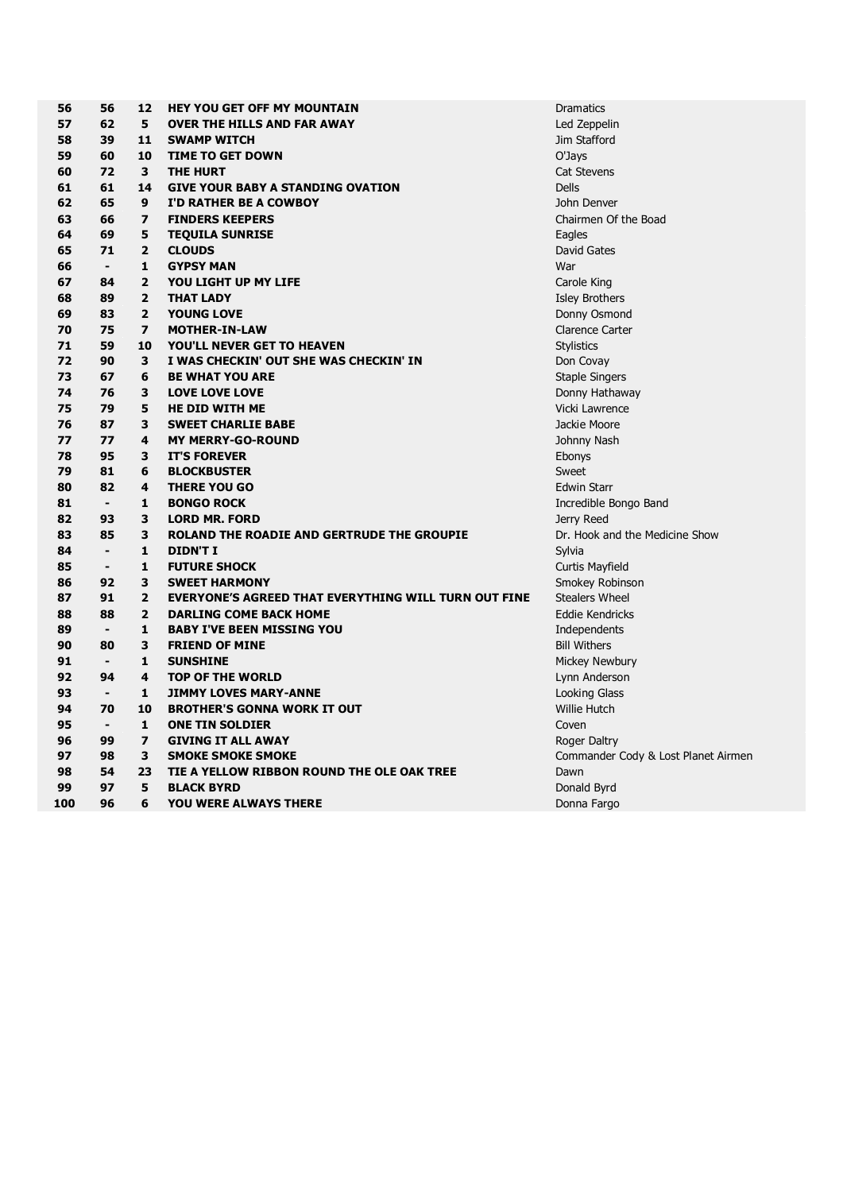| | | | | |
|---|---|---|---|---|
| **56** | **56** | **12** | **HEY YOU GET OFF MY MOUNTAIN** | Dramatics |
| **57** | **62** | **5** | **OVER THE HILLS AND FAR AWAY** | Led Zeppelin |
| **58** | **39** | **11** | **SWAMP WITCH** | Jim Stafford |
| **59** | **60** | **10** | **TIME TO GET DOWN** | O'Jays |
| **60** | **72** | **3** | **THE HURT** | Cat Stevens |
| **61** | **61** | **14** | **GIVE YOUR BABY A STANDING OVATION** | Dells |
| **62** | **65** | **9** | **I'D RATHER BE A COWBOY** | John Denver |
| **63** | **66** | **7** | **FINDERS KEEPERS** | Chairmen Of the Boad |
| **64** | **69** | **5** | **TEQUILA SUNRISE** | Eagles |
| **65** | **71** | **2** | **CLOUDS** | David Gates |
| **66** | **-** | **1** | **GYPSY MAN** | War |
| **67** | **84** | **2** | **YOU LIGHT UP MY LIFE** | Carole King |
| **68** | **89** | **2** | **THAT LADY** | Isley Brothers |
| **69** | **83** | **2** | **YOUNG LOVE** | Donny Osmond |
| **70** | **75** | **7** | **MOTHER-IN-LAW** | Clarence Carter |
| **71** | **59** | **10** | **YOU'LL NEVER GET TO HEAVEN** | Stylistics |
| **72** | **90** | **3** | **I WAS CHECKIN' OUT SHE WAS CHECKIN' IN** | Don Covay |
| **73** | **67** | **6** | **BE WHAT YOU ARE** | Staple Singers |
| **74** | **76** | **3** | **LOVE LOVE LOVE** | Donny Hathaway |
| **75** | **79** | **5** | **HE DID WITH ME** | Vicki Lawrence |
| **76** | **87** | **3** | **SWEET CHARLIE BABE** | Jackie Moore |
| **77** | **77** | **4** | **MY MERRY-GO-ROUND** | Johnny Nash |
| **78** | **95** | **3** | **IT'S FOREVER** | Ebonys |
| **79** | **81** | **6** | **BLOCKBUSTER** | Sweet |
| **80** | **82** | **4** | **THERE YOU GO** | Edwin Starr |
| **81** | **-** | **1** | **BONGO ROCK** | Incredible Bongo Band |
| **82** | **93** | **3** | **LORD MR. FORD** | Jerry Reed |
| **83** | **85** | **3** | **ROLAND THE ROADIE AND GERTRUDE THE GROUPIE** | Dr. Hook and the Medicine Show |
| **84** | **-** | **1** | **DIDN'T I** | Sylvia |
| **85** | **-** | **1** | **FUTURE SHOCK** | Curtis Mayfield |
| **86** | **92** | **3** | **SWEET HARMONY** | Smokey Robinson |
| **87** | **91** | **2** | **EVERYONE'S AGREED THAT EVERYTHING WILL TURN OUT FINE** | Stealers Wheel |
| **88** | **88** | **2** | **DARLING COME BACK HOME** | Eddie Kendricks |
| **89** | **-** | **1** | **BABY I'VE BEEN MISSING YOU** | Independents |
| **90** | **80** | **3** | **FRIEND OF MINE** | Bill Withers |
| **91** | **-** | **1** | **SUNSHINE** | Mickey Newbury |
| **92** | **94** | **4** | **TOP OF THE WORLD** | Lynn Anderson |
| **93** | **-** | **1** | **JIMMY LOVES MARY-ANNE** | Looking Glass |
| **94** | **70** | **10** | **BROTHER'S GONNA WORK IT OUT** | Willie Hutch |
| **95** | **-** | **1** | **ONE TIN SOLDIER** | Coven |
| **96** | **99** | **7** | **GIVING IT ALL AWAY** | Roger Daltry |
| **97** | **98** | **3** | **SMOKE SMOKE SMOKE** | Commander Cody & Lost Planet Airmen |
| **98** | **54** | **23** | **TIE A YELLOW RIBBON ROUND THE OLE OAK TREE** | Dawn |
| **99** | **97** | **5** | **BLACK BYRD** | Donald Byrd |
| **100** | **96** | **6** | **YOU WERE ALWAYS THERE** | Donna Fargo |